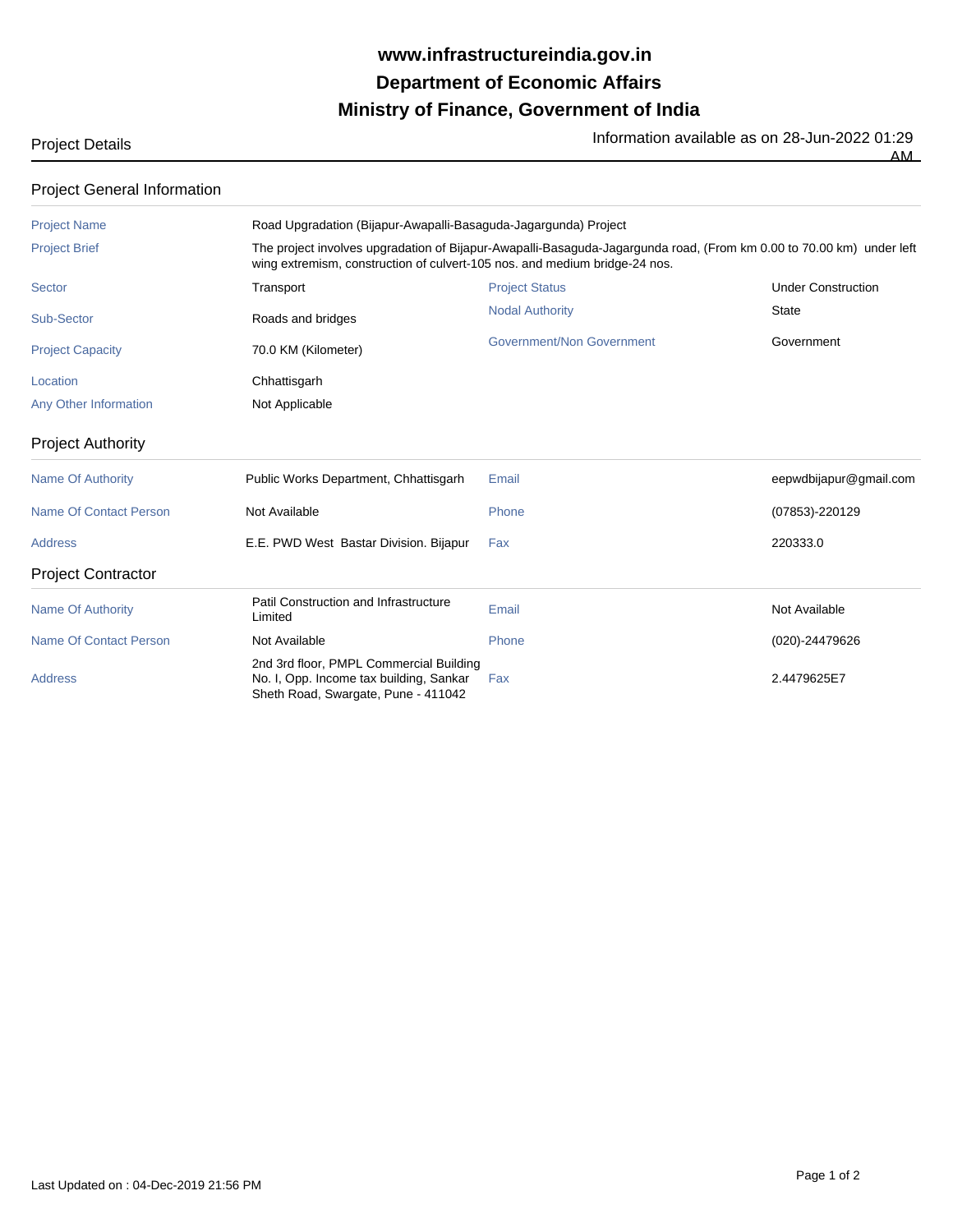# www.infrastructureindia.gov.in

# Department of Economic Affairs

# Ministry of Finance, Government of India

Project Details

Information available as on 28-Jun-2022 01:29 AM

## Project General Information

| | | | |
|---|---|---|---|
| Project Name | Road Upgradation (Bijapur-Awapalli-Basaguda-Jagargunda) Project | | |
| Project Brief | The project involves upgradation of Bijapur-Awapalli-Basaguda-Jagargunda road, (From km 0.00 to 70.00 km) under left wing extremism, construction of culvert-105 nos. and medium bridge-24 nos. | | |
| Sector | Transport | Project Status | Under Construction |
| Sub-Sector | Roads and bridges | Nodal Authority | State |
| Project Capacity | 70.0 KM (Kilometer) | Government/Non Government | Government |
| Location | Chhattisgarh | | |
| Any Other Information | Not Applicable | | |

## Project Authority

| | | | |
|---|---|---|---|
| Name Of Authority | Public Works Department, Chhattisgarh | Email | eepwdbijapur@gmail.com |
| Name Of Contact Person | Not Available | Phone | (07853)-220129 |
| Address | E.E. PWD West Bastar Division. Bijapur | Fax | 220333.0 |

## Project Contractor

| | | | |
|---|---|---|---|
| Name Of Authority | Patil Construction and Infrastructure Limited | Email | Not Available |
| Name Of Contact Person | Not Available | Phone | (020)-24479626 |
| Address | 2nd 3rd floor, PMPL Commercial Building No. I, Opp. Income tax building, Sankar Sheth Road, Swargate, Pune - 411042 | Fax | 2.4479625E7 |

Last Updated on : 04-Dec-2019 21:56 PM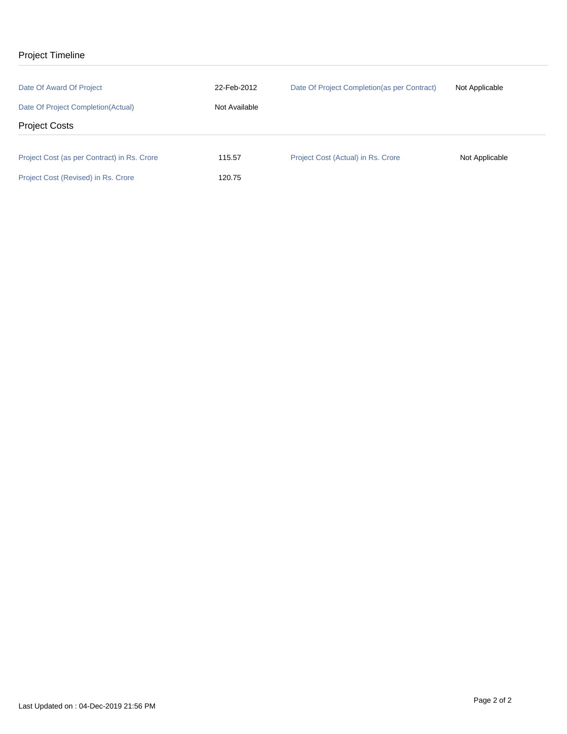## Project Timeline

| | | | |
|---|---|---|---|
| Date Of Award Of Project | 22-Feb-2012 | Date Of Project Completion(as per Contract) | Not Applicable |
| Date Of Project Completion(Actual) | Not Available | | |

## Project Costs

| | | | |
|---|---|---|---|
| Project Cost (as per Contract) in Rs. Crore | 115.57 | Project Cost (Actual) in Rs. Crore | Not Applicable |
| Project Cost (Revised) in Rs. Crore | 120.75 | | |

Last Updated on : 04-Dec-2019 21:56 PM